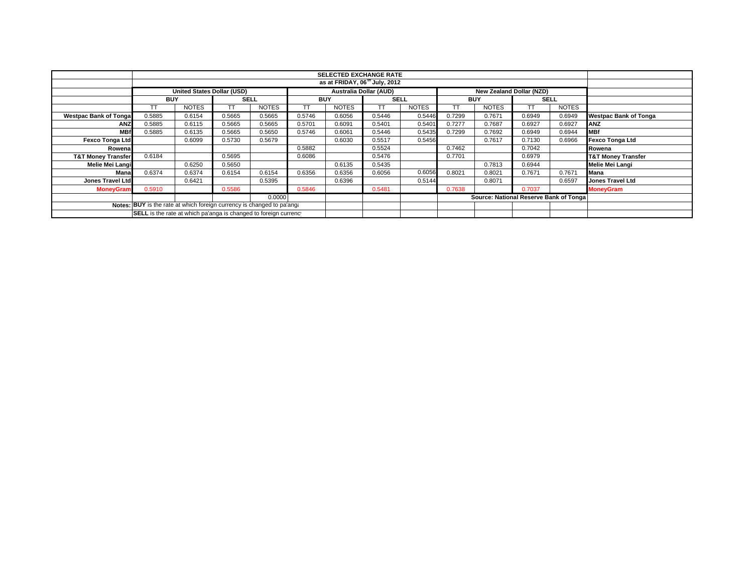| | SELECTED EXCHANGE RATE | | | | | | | | | | | | |
|---|---|---|---|---|---|---|---|---|---|---|---|---|---|
| | as at FRIDAY, 06th July, 2012 | | | | | | | | | | | | |
| | United States Dollar (USD) | | | | Australia Dollar (AUD) | | | | New Zealand Dollar (NZD) | | | | |
| | BUY | | SELL | | BUY | | SELL | | BUY | | SELL | | |
| | TT | NOTES | TT | NOTES | TT | NOTES | TT | NOTES | TT | NOTES | TT | NOTES | |
| Westpac Bank of Tonga | 0.5885 | 0.6154 | 0.5665 | 0.5665 | 0.5746 | 0.6056 | 0.5446 | 0.5446 | 0.7299 | 0.7671 | 0.6949 | 0.6949 | Westpac Bank of Tonga |
| ANZ | 0.5885 | 0.6115 | 0.5665 | 0.5665 | 0.5701 | 0.6091 | 0.5401 | 0.5401 | 0.7277 | 0.7687 | 0.6927 | 0.6927 | ANZ |
| MBf | 0.5885 | 0.6135 | 0.5665 | 0.5650 | 0.5746 | 0.6061 | 0.5446 | 0.5435 | 0.7299 | 0.7692 | 0.6949 | 0.6944 | MBf |
| Fexco Tonga Ltd | | 0.6099 | 0.5730 | 0.5679 | | 0.6030 | 0.5517 | 0.5456 | | 0.7617 | 0.7130 | 0.6966 | Fexco Tonga Ltd |
| Rowena | | | | | 0.5882 | | 0.5524 | | 0.7462 | | 0.7042 | | Rowena |
| T&T Money Transfer | 0.6184 | | 0.5695 | | 0.6086 | | 0.5476 | | 0.7701 | | 0.6979 | | T&T Money Transfer |
| Melie Mei Langi | | 0.6250 | 0.5650 | | | 0.6135 | 0.5435 | | | 0.7813 | 0.6944 | | Melie Mei Langi |
| Mana | 0.6374 | 0.6374 | 0.6154 | 0.6154 | 0.6356 | 0.6356 | 0.6056 | 0.6056 | 0.8021 | 0.8021 | 0.7671 | 0.7671 | Mana |
| Jones Travel Ltd | | 0.6421 | | 0.5395 | | 0.6396 | | 0.5144 | | 0.8071 | | 0.6597 | Jones Travel Ltd |
| MoneyGram | 0.5910 | | 0.5586 | | 0.5846 | | 0.5481 | | 0.7638 | | 0.7037 | | MoneyGram |
| | | | | 0.0000 | | | | | Source: National Reserve Bank of Tonga | | | | |
| Notes: | **BUY** is the rate at which foreign currency is changed to pa'anga | | | | | | | | | | | | |
| | **SELL** is the rate at which pa'anga is changed to foreign currency | | | | | | | | | | | | |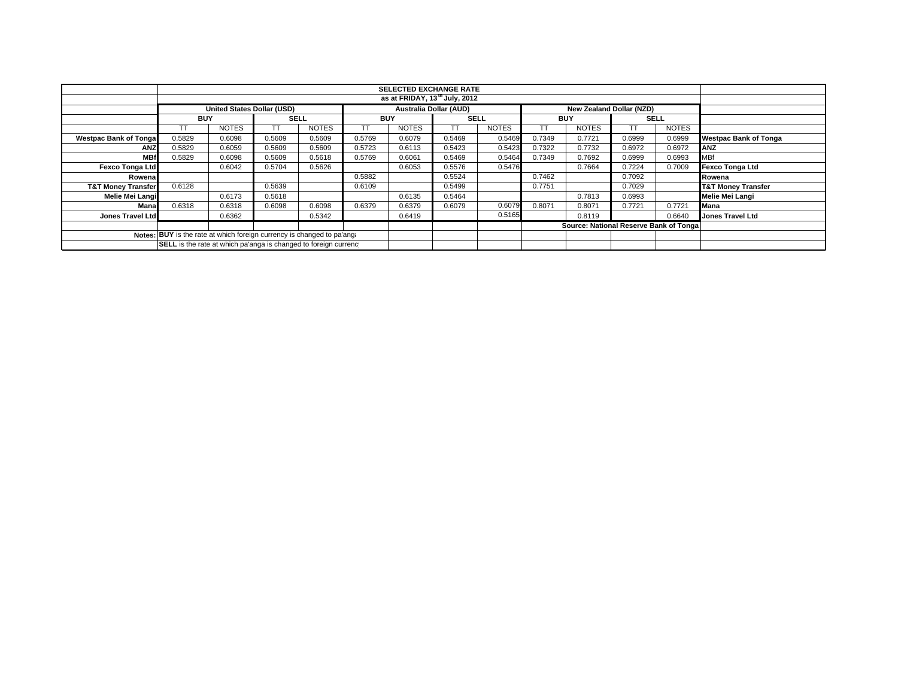| | SELECTED EXCHANGE RATE | | | | | | | | | | | | |
|---|---|---|---|---|---|---|---|---|---|---|---|---|---|
| | as at FRIDAY, 13th July, 2012 | | | | | | | | | | | | |
| | United States Dollar (USD) | | | | Australia Dollar (AUD) | | | | New Zealand Dollar (NZD) | | | | |
| | BUY | | SELL | | BUY | | SELL | | BUY | | SELL | | |
| | TT | NOTES | TT | NOTES | TT | NOTES | TT | NOTES | TT | NOTES | TT | NOTES | |
| **Westpac Bank of Tonga** | 0.5829 | 0.6098 | 0.5609 | 0.5609 | 0.5769 | 0.6079 | 0.5469 | 0.5469 | 0.7349 | 0.7721 | 0.6999 | 0.6999 | **Westpac Bank of Tonga** |
| **ANZ** | 0.5829 | 0.6059 | 0.5609 | 0.5609 | 0.5723 | 0.6113 | 0.5423 | 0.5423 | 0.7322 | 0.7732 | 0.6972 | 0.6972 | **ANZ** |
| **MBf** | 0.5829 | 0.6098 | 0.5609 | 0.5618 | 0.5769 | 0.6061 | 0.5469 | 0.5464 | 0.7349 | 0.7692 | 0.6999 | 0.6993 | MBf |
| **Fexco Tonga Ltd** | | 0.6042 | 0.5704 | 0.5626 | | 0.6053 | 0.5576 | 0.5476 | | 0.7664 | 0.7224 | 0.7009 | **Fexco Tonga Ltd** |
| **Rowena** | | | | | 0.5882 | | 0.5524 | | 0.7462 | | 0.7092 | | **Rowena** |
| **T&T Money Transfer** | 0.6128 | | 0.5639 | | 0.6109 | | 0.5499 | | 0.7751 | | 0.7029 | | **T&T Money Transfer** |
| **Melie Mei Langi** | | 0.6173 | 0.5618 | | | 0.6135 | 0.5464 | | | 0.7813 | 0.6993 | | **Melie Mei Langi** |
| **Mana** | 0.6318 | 0.6318 | 0.6098 | 0.6098 | 0.6379 | 0.6379 | 0.6079 | 0.6079 | 0.8071 | 0.8071 | 0.7721 | 0.7721 | **Mana** |
| **Jones Travel Ltd** | | 0.6362 | | 0.5342 | | 0.6419 | | 0.5165 | | 0.8119 | | 0.6640 | **Jones Travel Ltd** |
| | | | | | | | | | **Source: National Reserve Bank of Tonga** | | | | |
| **Notes:** | **BUY** is the rate at which foreign currency is changed to pa'anga | | | | | | | | | | | | |
| | **SELL** is the rate at which pa'anga is changed to foreign currency | | | | | | | | | | | | |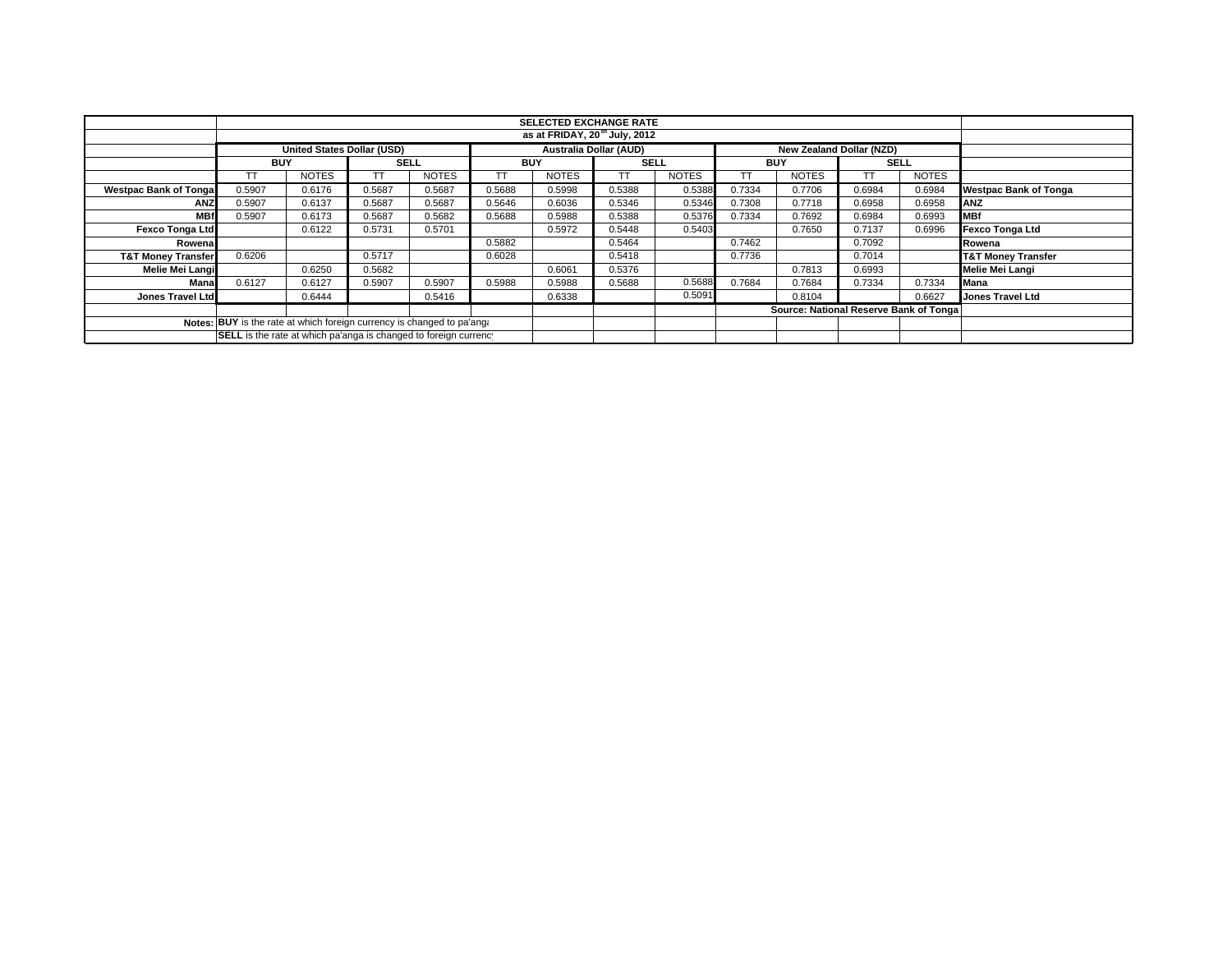| | SELECTED EXCHANGE RATE | | | | | | | | | | | | |
|---|---|---|---|---|---|---|---|---|---|---|---|---|---|
| | as at FRIDAY, 20th July, 2012 | | | | | | | | | | | | |
| | United States Dollar (USD) | | | | Australia Dollar (AUD) | | | | New Zealand Dollar (NZD) | | | | |
| | BUY | | SELL | | BUY | | SELL | | BUY | | SELL | | |
| | TT | NOTES | TT | NOTES | TT | NOTES | TT | NOTES | TT | NOTES | TT | NOTES | |
| Westpac Bank of Tonga | 0.5907 | 0.6176 | 0.5687 | 0.5687 | 0.5688 | 0.5998 | 0.5388 | 0.5388 | 0.7334 | 0.7706 | 0.6984 | 0.6984 | Westpac Bank of Tonga |
| ANZ | 0.5907 | 0.6137 | 0.5687 | 0.5687 | 0.5646 | 0.6036 | 0.5346 | 0.5346 | 0.7308 | 0.7718 | 0.6958 | 0.6958 | ANZ |
| MBf | 0.5907 | 0.6173 | 0.5687 | 0.5682 | 0.5688 | 0.5988 | 0.5388 | 0.5376 | 0.7334 | 0.7692 | 0.6984 | 0.6993 | MBf |
| Fexco Tonga Ltd | | 0.6122 | 0.5731 | 0.5701 | | 0.5972 | 0.5448 | 0.5403 | | 0.7650 | 0.7137 | 0.6996 | Fexco Tonga Ltd |
| Rowena | | | | | 0.5882 | | 0.5464 | | 0.7462 | | 0.7092 | | Rowena |
| T&T Money Transfer | 0.6206 | | 0.5717 | | 0.6028 | | 0.5418 | | 0.7736 | | 0.7014 | | T&T Money Transfer |
| Melie Mei Langi | | 0.6250 | 0.5682 | | | 0.6061 | 0.5376 | | | 0.7813 | 0.6993 | | Melie Mei Langi |
| Mana | 0.6127 | 0.6127 | 0.5907 | 0.5907 | 0.5988 | 0.5988 | 0.5688 | 0.5688 | 0.7684 | 0.7684 | 0.7334 | 0.7334 | Mana |
| Jones Travel Ltd | | 0.6444 | | 0.5416 | | 0.6338 | | 0.5091 | | 0.8104 | | 0.6627 | Jones Travel Ltd |
| | | | | | | | | | Source: National Reserve Bank of Tonga | | | | |
| Notes: | BUY is the rate at which foreign currency is changed to pa'anga | | | | | | | | | | | | |
| | SELL is the rate at which pa'anga is changed to foreign currency | | | | | | | | | | | | |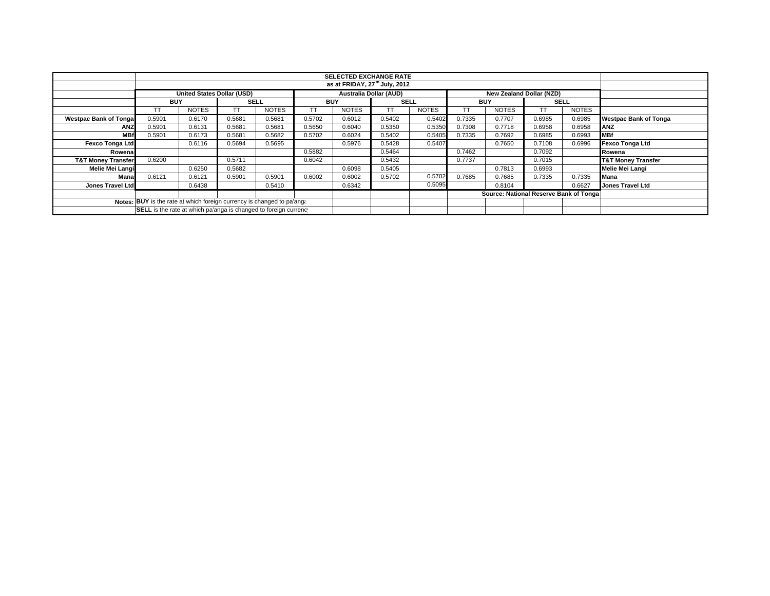## SELECTED EXCHANGE RATE

**as at FRIDAY, 27th July, 2012**

| | United States Dollar (USD) | | | | Australia Dollar (AUD) | | | | New Zealand Dollar (NZD) | | | | |
|---|---|---|---|---|---|---|---|---|---|---|---|---|---|
| | BUY | | SELL | | BUY | | SELL | | BUY | | SELL | | |
| | TT | NOTES | TT | NOTES | TT | NOTES | TT | NOTES | TT | NOTES | TT | NOTES | |
| **Westpac Bank of Tonga** | 0.5901 | 0.6170 | 0.5681 | 0.5681 | 0.5702 | 0.6012 | 0.5402 | 0.5402 | 0.7335 | 0.7707 | 0.6985 | 0.6985 | **Westpac Bank of Tonga** |
| **ANZ** | 0.5901 | 0.6131 | 0.5681 | 0.5681 | 0.5650 | 0.6040 | 0.5350 | 0.5350 | 0.7308 | 0.7718 | 0.6958 | 0.6958 | **ANZ** |
| **MBf** | 0.5901 | 0.6173 | 0.5681 | 0.5682 | 0.5702 | 0.6024 | 0.5402 | 0.5405 | 0.7335 | 0.7692 | 0.6985 | 0.6993 | **MBf** |
| **Fexco Tonga Ltd** | | 0.6116 | 0.5694 | 0.5695 | | 0.5976 | 0.5428 | 0.5407 | | 0.7650 | 0.7108 | 0.6996 | **Fexco Tonga Ltd** |
| **Rowena** | | | | | 0.5882 | | 0.5464 | | 0.7462 | | 0.7092 | | **Rowena** |
| **T&T Money Transfer** | 0.6200 | | 0.5711 | | 0.6042 | | 0.5432 | | 0.7737 | | 0.7015 | | **T&T Money Transfer** |
| **Melie Mei Langi** | | 0.6250 | 0.5682 | | | 0.6098 | 0.5405 | | | 0.7813 | 0.6993 | | **Melie Mei Langi** |
| **Mana** | 0.6121 | 0.6121 | 0.5901 | 0.5901 | 0.6002 | 0.6002 | 0.5702 | 0.5702 | 0.7685 | 0.7685 | 0.7335 | 0.7335 | **Mana** |
| **Jones Travel Ltd** | | 0.6438 | | 0.5410 | | 0.6342 | | 0.5095 | | 0.8104 | | 0.6627 | **Jones Travel Ltd** |

**Source: National Reserve Bank of Tonga**

**Notes:** **BUY** is the rate at which foreign currency is changed to pa'anga

**SELL** is the rate at which pa'anga is changed to foreign currency